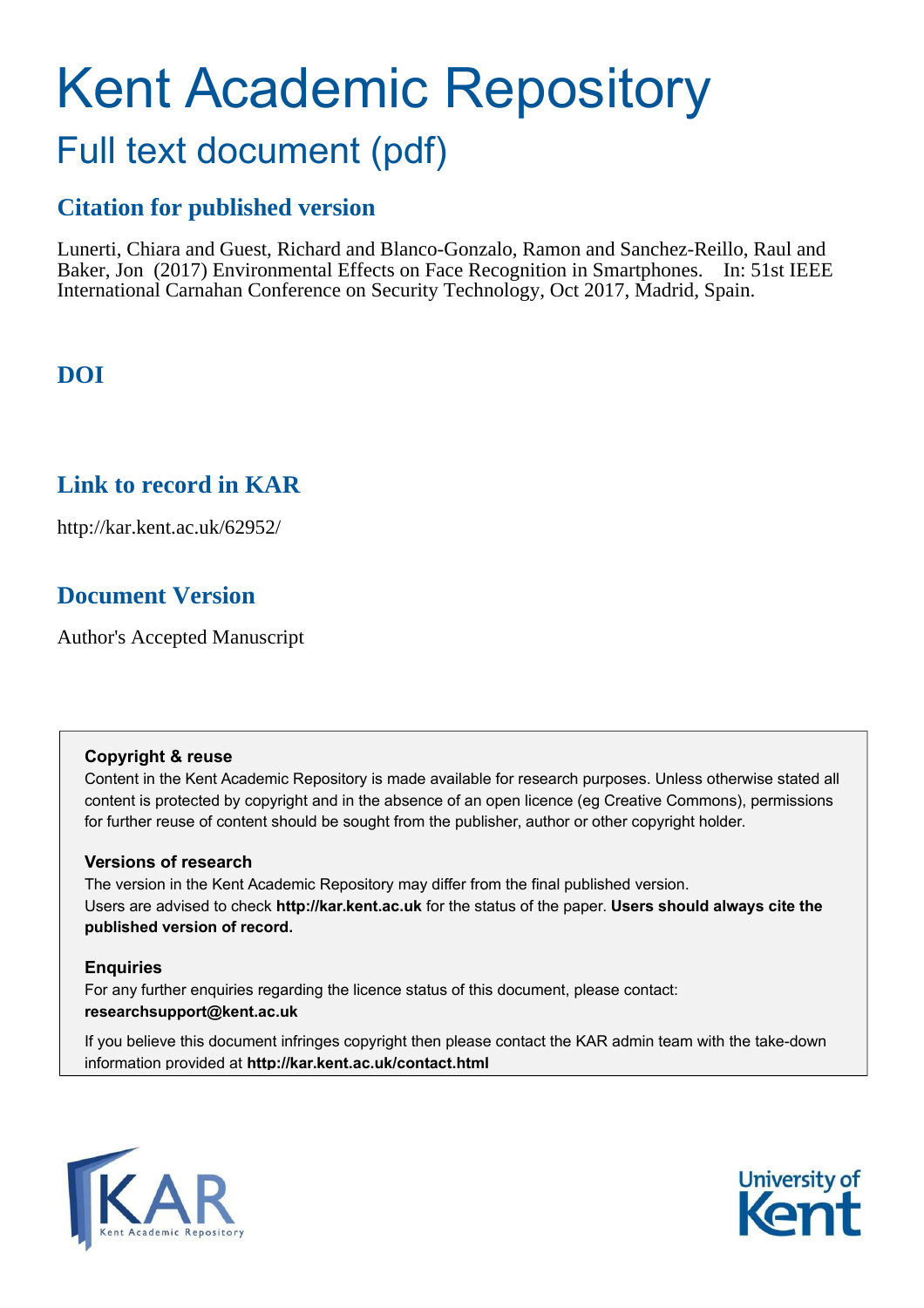# Kent Academic Repository

## Full text document (pdf)

### Citation for published version

Lunerti, Chiara and Guest, Richard and Blanco-Gonzalo, Ramon and Sanchez-Reillo, Raul and Baker, Jon (2017) Environmental Effects on Face Recognition in Smartphones. In: 51st IEEE International Carnahan Conference on Security Technology, Oct 2017, Madrid, Spain.

### DOI

### Link to record in KAR

http://kar.kent.ac.uk/62952/

### Document Version

Author's Accepted Manuscript

**Copyright & reuse**

Content in the Kent Academic Repository is made available for research purposes. Unless otherwise stated all content is protected by copyright and in the absence of an open licence (eg Creative Commons), permissions for further reuse of content should be sought from the publisher, author or other copyright holder.

**Versions of research**

The version in the Kent Academic Repository may differ from the final published version. Users are advised to check **http://kar.kent.ac.uk** for the status of the paper. **Users should always cite the published version of record.**

**Enquiries**

For any further enquiries regarding the licence status of this document, please contact: **researchsupport@kent.ac.uk**

If you believe this document infringes copyright then please contact the KAR admin team with the take-down information provided at **http://kar.kent.ac.uk/contact.html**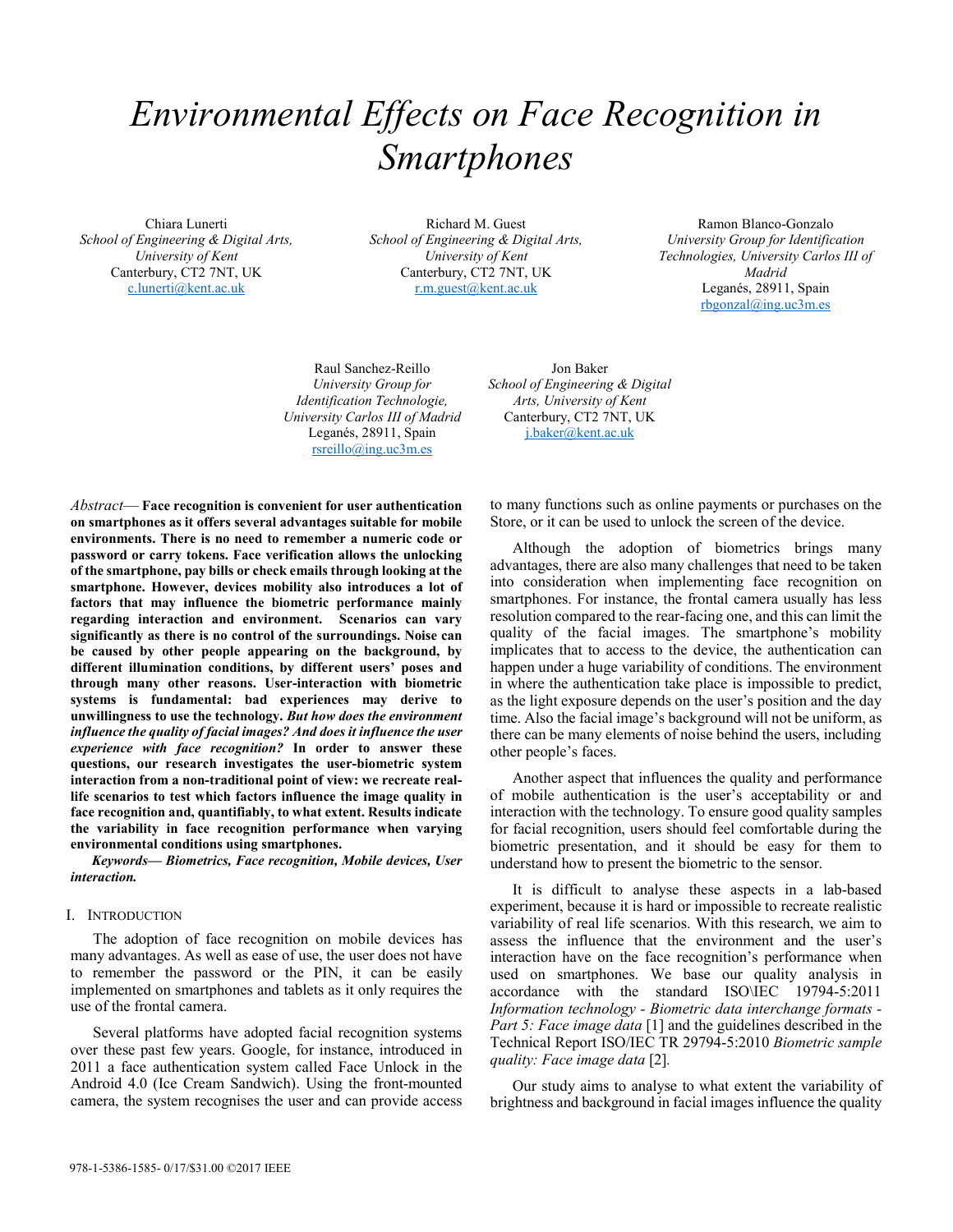# Environmental Effects on Face Recognition in Smartphones

Chiara Lunerti
*School of Engineering & Digital Arts, University of Kent*
Canterbury, CT2 7NT, UK
c.lunerti@kent.ac.uk

Richard M. Guest
*School of Engineering & Digital Arts, University of Kent*
Canterbury, CT2 7NT, UK
r.m.guest@kent.ac.uk

Ramon Blanco-Gonzalo
*University Group for Identification Technologies, University Carlos III of Madrid*
Leganés, 28911, Spain
rbgonzal@ing.uc3m.es

Raul Sanchez-Reillo
*University Group for Identification Technologie, University Carlos III of Madrid*
Leganés, 28911, Spain
rsreillo@ing.uc3m.es

Jon Baker
*School of Engineering & Digital Arts, University of Kent*
Canterbury, CT2 7NT, UK
j.baker@kent.ac.uk

*Abstract*— **Face recognition is convenient for user authentication on smartphones as it offers several advantages suitable for mobile environments. There is no need to remember a numeric code or password or carry tokens. Face verification allows the unlocking of the smartphone, pay bills or check emails through looking at the smartphone. However, devices mobility also introduces a lot of factors that may influence the biometric performance mainly regarding interaction and environment. Scenarios can vary significantly as there is no control of the surroundings. Noise can be caused by other people appearing on the background, by different illumination conditions, by different users' poses and through many other reasons. User-interaction with biometric systems is fundamental: bad experiences may derive to unwillingness to use the technology. *But how does the environment influence the quality of facial images? And does it influence the user experience with face recognition?* In order to answer these questions, our research investigates the user-biometric system interaction from a non-traditional point of view: we recreate real-life scenarios to test which factors influence the image quality in face recognition and, quantifiably, to what extent. Results indicate the variability in face recognition performance when varying environmental conditions using smartphones.**

***Keywords— Biometrics, Face recognition, Mobile devices, User interaction.***

## I. Introduction

The adoption of face recognition on mobile devices has many advantages. As well as ease of use, the user does not have to remember the password or the PIN, it can be easily implemented on smartphones and tablets as it only requires the use of the frontal camera.

Several platforms have adopted facial recognition systems over these past few years. Google, for instance, introduced in 2011 a face authentication system called Face Unlock in the Android 4.0 (Ice Cream Sandwich). Using the front-mounted camera, the system recognises the user and can provide access to many functions such as online payments or purchases on the Store, or it can be used to unlock the screen of the device.

Although the adoption of biometrics brings many advantages, there are also many challenges that need to be taken into consideration when implementing face recognition on smartphones. For instance, the frontal camera usually has less resolution compared to the rear-facing one, and this can limit the quality of the facial images. The smartphone's mobility implicates that to access to the device, the authentication can happen under a huge variability of conditions. The environment in where the authentication take place is impossible to predict, as the light exposure depends on the user's position and the day time. Also the facial image's background will not be uniform, as there can be many elements of noise behind the users, including other people's faces.

Another aspect that influences the quality and performance of mobile authentication is the user's acceptability or and interaction with the technology. To ensure good quality samples for facial recognition, users should feel comfortable during the biometric presentation, and it should be easy for them to understand how to present the biometric to the sensor.

It is difficult to analyse these aspects in a lab-based experiment, because it is hard or impossible to recreate realistic variability of real life scenarios. With this research, we aim to assess the influence that the environment and the user's interaction have on the face recognition's performance when used on smartphones. We base our quality analysis in accordance with the standard ISO\IEC 19794-5:2011 *Information technology - Biometric data interchange formats - Part 5: Face image data* [1] and the guidelines described in the Technical Report ISO/IEC TR 29794-5:2010 *Biometric sample quality: Face image data* [2].

Our study aims to analyse to what extent the variability of brightness and background in facial images influence the quality

978-1-5386-1585- 0/17/$31.00 ©2017 IEEE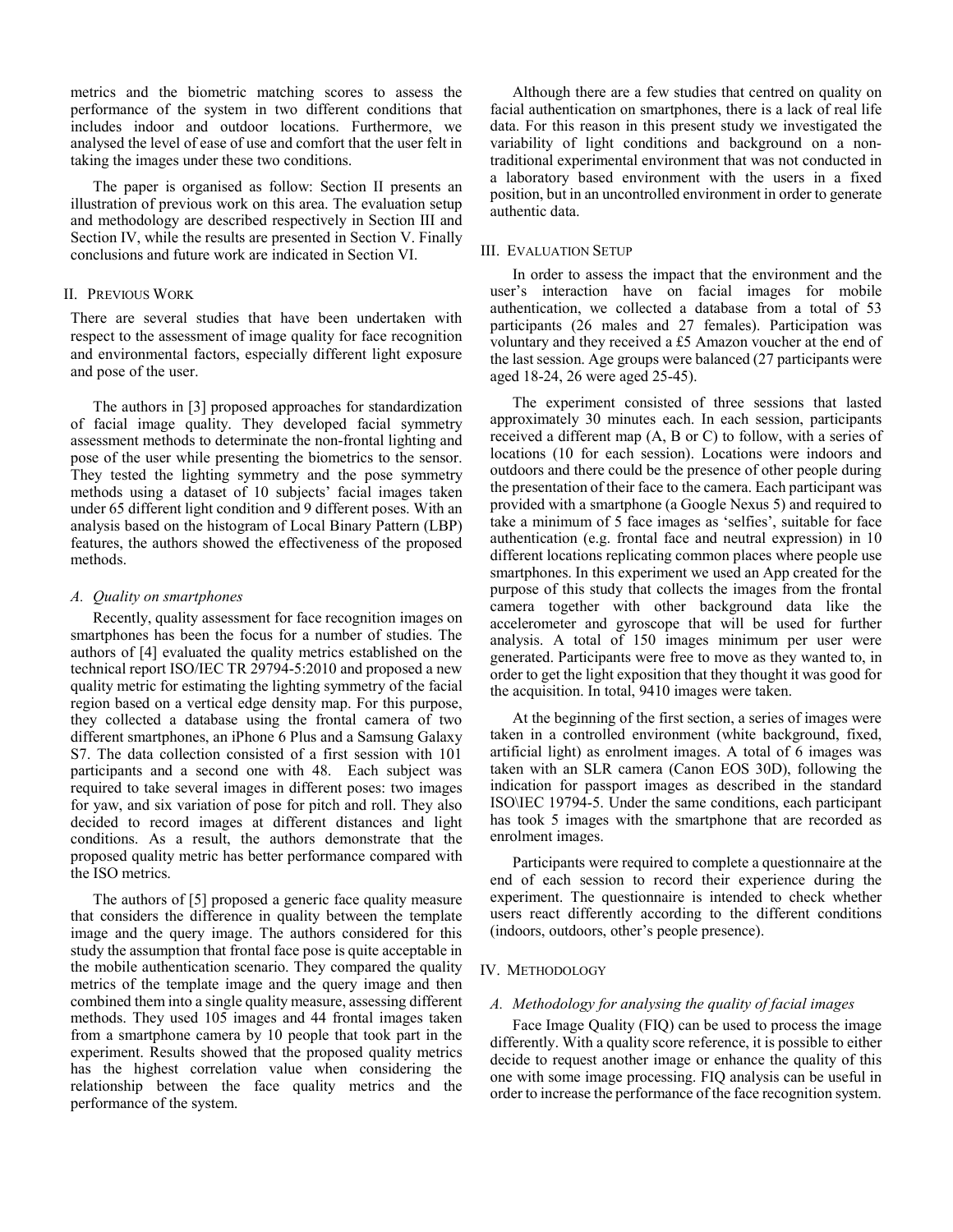metrics and the biometric matching scores to assess the performance of the system in two different conditions that includes indoor and outdoor locations. Furthermore, we analysed the level of ease of use and comfort that the user felt in taking the images under these two conditions.

The paper is organised as follow: Section II presents an illustration of previous work on this area. The evaluation setup and methodology are described respectively in Section III and Section IV, while the results are presented in Section V. Finally conclusions and future work are indicated in Section VI.

## II. Previous Work

There are several studies that have been undertaken with respect to the assessment of image quality for face recognition and environmental factors, especially different light exposure and pose of the user.

The authors in [3] proposed approaches for standardization of facial image quality. They developed facial symmetry assessment methods to determinate the non-frontal lighting and pose of the user while presenting the biometrics to the sensor. They tested the lighting symmetry and the pose symmetry methods using a dataset of 10 subjects' facial images taken under 65 different light condition and 9 different poses. With an analysis based on the histogram of Local Binary Pattern (LBP) features, the authors showed the effectiveness of the proposed methods.

### *A. Quality on smartphones*

Recently, quality assessment for face recognition images on smartphones has been the focus for a number of studies. The authors of [4] evaluated the quality metrics established on the technical report ISO/IEC TR 29794-5:2010 and proposed a new quality metric for estimating the lighting symmetry of the facial region based on a vertical edge density map. For this purpose, they collected a database using the frontal camera of two different smartphones, an iPhone 6 Plus and a Samsung Galaxy S7. The data collection consisted of a first session with 101 participants and a second one with 48. Each subject was required to take several images in different poses: two images for yaw, and six variation of pose for pitch and roll. They also decided to record images at different distances and light conditions. As a result, the authors demonstrate that the proposed quality metric has better performance compared with the ISO metrics.

The authors of [5] proposed a generic face quality measure that considers the difference in quality between the template image and the query image. The authors considered for this study the assumption that frontal face pose is quite acceptable in the mobile authentication scenario. They compared the quality metrics of the template image and the query image and then combined them into a single quality measure, assessing different methods. They used 105 images and 44 frontal images taken from a smartphone camera by 10 people that took part in the experiment. Results showed that the proposed quality metrics has the highest correlation value when considering the relationship between the face quality metrics and the performance of the system.

Although there are a few studies that centred on quality on facial authentication on smartphones, there is a lack of real life data. For this reason in this present study we investigated the variability of light conditions and background on a non-traditional experimental environment that was not conducted in a laboratory based environment with the users in a fixed position, but in an uncontrolled environment in order to generate authentic data.

## III. Evaluation Setup

In order to assess the impact that the environment and the user's interaction have on facial images for mobile authentication, we collected a database from a total of 53 participants (26 males and 27 females). Participation was voluntary and they received a £5 Amazon voucher at the end of the last session. Age groups were balanced (27 participants were aged 18-24, 26 were aged 25-45).

The experiment consisted of three sessions that lasted approximately 30 minutes each. In each session, participants received a different map (A, B or C) to follow, with a series of locations (10 for each session). Locations were indoors and outdoors and there could be the presence of other people during the presentation of their face to the camera. Each participant was provided with a smartphone (a Google Nexus 5) and required to take a minimum of 5 face images as 'selfies', suitable for face authentication (e.g. frontal face and neutral expression) in 10 different locations replicating common places where people use smartphones. In this experiment we used an App created for the purpose of this study that collects the images from the frontal camera together with other background data like the accelerometer and gyroscope that will be used for further analysis. A total of 150 images minimum per user were generated. Participants were free to move as they wanted to, in order to get the light exposition that they thought it was good for the acquisition. In total, 9410 images were taken.

At the beginning of the first section, a series of images were taken in a controlled environment (white background, fixed, artificial light) as enrolment images. A total of 6 images was taken with an SLR camera (Canon EOS 30D), following the indication for passport images as described in the standard ISO\IEC 19794-5. Under the same conditions, each participant has took 5 images with the smartphone that are recorded as enrolment images.

Participants were required to complete a questionnaire at the end of each session to record their experience during the experiment. The questionnaire is intended to check whether users react differently according to the different conditions (indoors, outdoors, other's people presence).

## IV. Methodology

### *A. Methodology for analysing the quality of facial images*

Face Image Quality (FIQ) can be used to process the image differently. With a quality score reference, it is possible to either decide to request another image or enhance the quality of this one with some image processing. FIQ analysis can be useful in order to increase the performance of the face recognition system.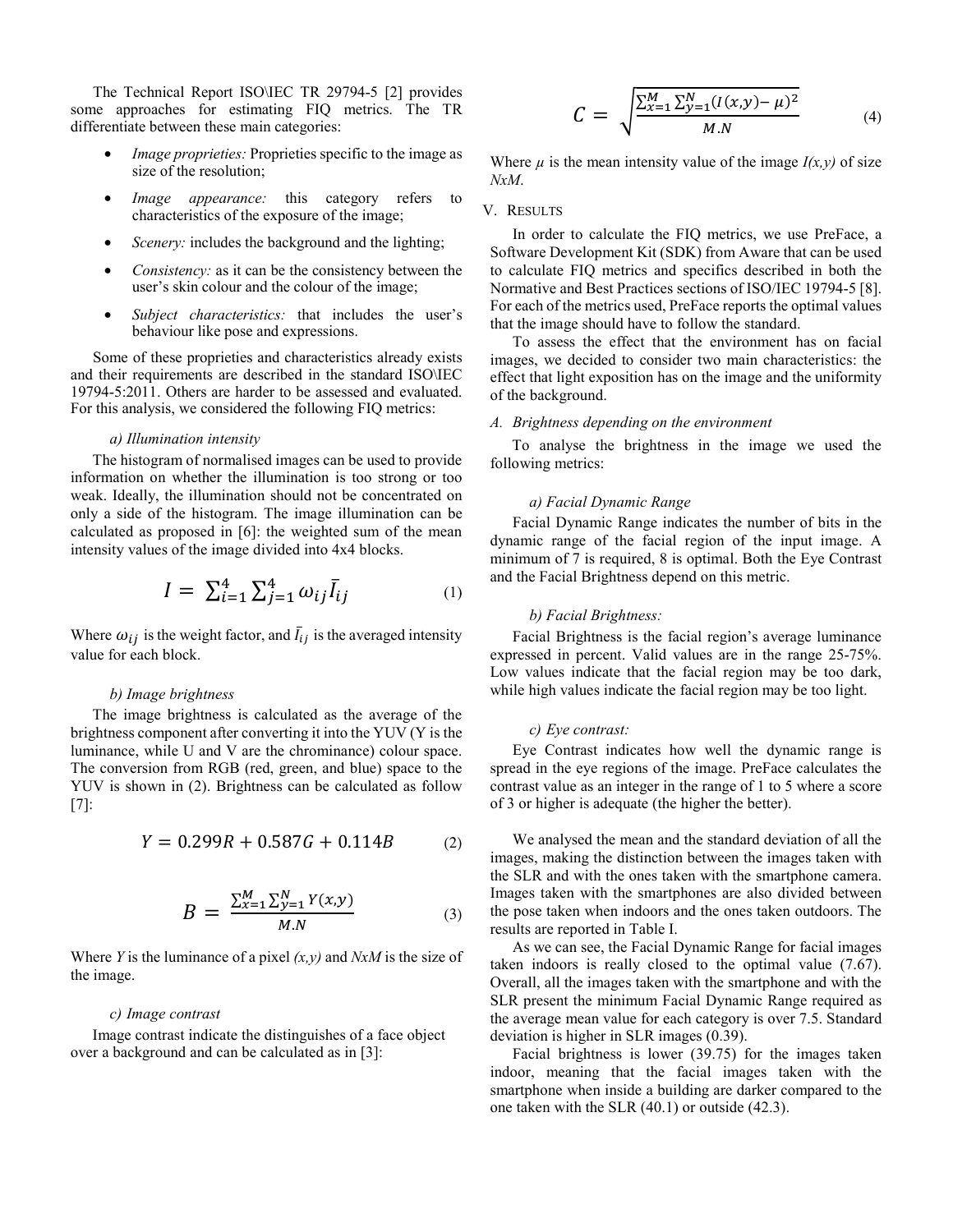The Technical Report ISO\IEC TR 29794-5 [2] provides some approaches for estimating FIQ metrics. The TR differentiate between these main categories:

- *Image proprieties:* Proprieties specific to the image as size of the resolution;
- *Image appearance:* this category refers to characteristics of the exposure of the image;
- *Scenery:* includes the background and the lighting;
- *Consistency:* as it can be the consistency between the user's skin colour and the colour of the image;
- *Subject characteristics:* that includes the user's behaviour like pose and expressions.

Some of these proprieties and characteristics already exists and their requirements are described in the standard ISO\IEC 19794-5:2011. Others are harder to be assessed and evaluated. For this analysis, we considered the following FIQ metrics:

*a) Illumination intensity*

The histogram of normalised images can be used to provide information on whether the illumination is too strong or too weak. Ideally, the illumination should not be concentrated on only a side of the histogram. The image illumination can be calculated as proposed in [6]: the weighted sum of the mean intensity values of the image divided into 4x4 blocks.

$$I = \sum_{i=1}^{4} \sum_{j=1}^{4} \omega_{ij} \bar{I}_{ij} \qquad (1)$$

Where $\omega_{ij}$ is the weight factor, and $\bar{I}_{ij}$ is the averaged intensity value for each block.

*b) Image brightness*

The image brightness is calculated as the average of the brightness component after converting it into the YUV (Y is the luminance, while U and V are the chrominance) colour space. The conversion from RGB (red, green, and blue) space to the YUV is shown in (2). Brightness can be calculated as follow [7]:

$$Y = 0.299R + 0.587G + 0.114B \qquad (2)$$

$$B = \frac{\sum_{x=1}^{M} \sum_{y=1}^{N} Y(x,y)}{M.N} \qquad (3)$$

Where *Y* is the luminance of a pixel *(x,y)* and *NxM* is the size of the image.

*c) Image contrast*

Image contrast indicate the distinguishes of a face object over a background and can be calculated as in [3]:

$$C = \sqrt{\frac{\sum_{x=1}^{M} \sum_{y=1}^{N} (I(x,y) - \mu)^2}{M.N}} \qquad (4)$$

Where $\mu$ is the mean intensity value of the image *I(x,y)* of size *NxM*.

## V. Results

In order to calculate the FIQ metrics, we use PreFace, a Software Development Kit (SDK) from Aware that can be used to calculate FIQ metrics and specifics described in both the Normative and Best Practices sections of ISO/IEC 19794-5 [8]. For each of the metrics used, PreFace reports the optimal values that the image should have to follow the standard.

To assess the effect that the environment has on facial images, we decided to consider two main characteristics: the effect that light exposition has on the image and the uniformity of the background.

### A. Brightness depending on the environment

To analyse the brightness in the image we used the following metrics:

*a) Facial Dynamic Range*

Facial Dynamic Range indicates the number of bits in the dynamic range of the facial region of the input image. A minimum of 7 is required, 8 is optimal. Both the Eye Contrast and the Facial Brightness depend on this metric.

*b) Facial Brightness:*

Facial Brightness is the facial region's average luminance expressed in percent. Valid values are in the range 25-75%. Low values indicate that the facial region may be too dark, while high values indicate the facial region may be too light.

*c) Eye contrast:*

Eye Contrast indicates how well the dynamic range is spread in the eye regions of the image. PreFace calculates the contrast value as an integer in the range of 1 to 5 where a score of 3 or higher is adequate (the higher the better).

We analysed the mean and the standard deviation of all the images, making the distinction between the images taken with the SLR and with the ones taken with the smartphone camera. Images taken with the smartphones are also divided between the pose taken when indoors and the ones taken outdoors. The results are reported in Table I.

As we can see, the Facial Dynamic Range for facial images taken indoors is really closed to the optimal value (7.67). Overall, all the images taken with the smartphone and with the SLR present the minimum Facial Dynamic Range required as the average mean value for each category is over 7.5. Standard deviation is higher in SLR images (0.39).

Facial brightness is lower (39.75) for the images taken indoor, meaning that the facial images taken with the smartphone when inside a building are darker compared to the one taken with the SLR (40.1) or outside (42.3).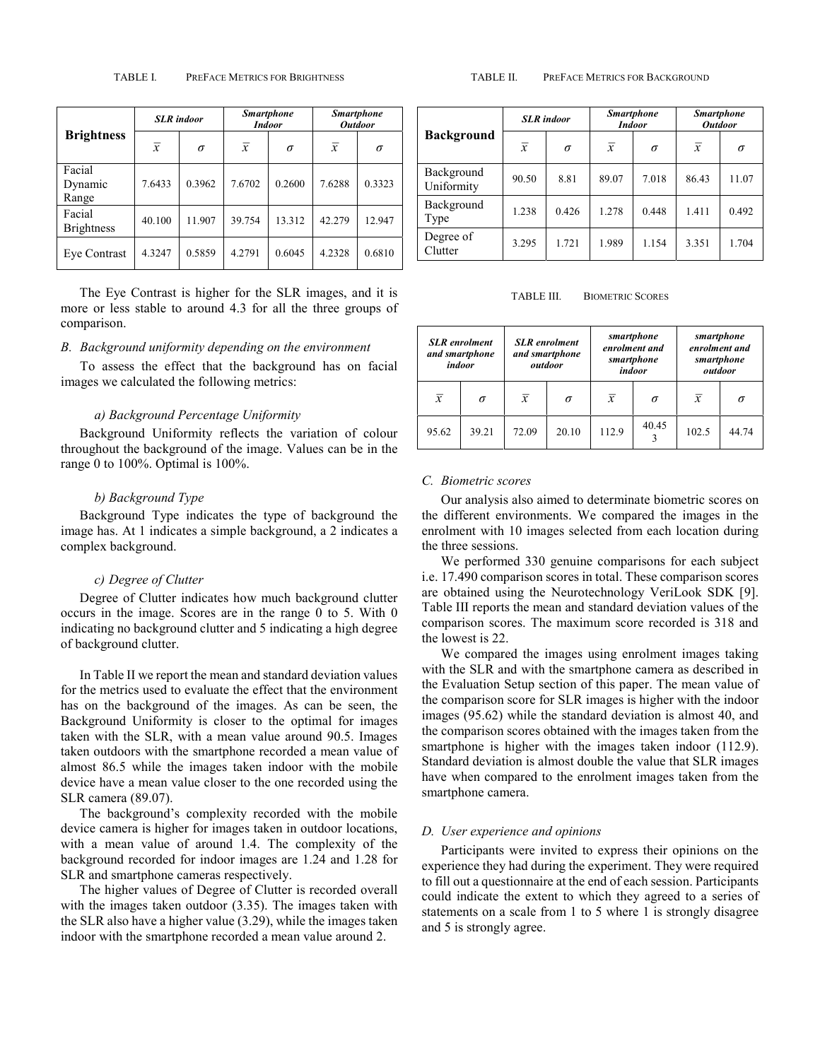TABLE I. PREFACE METRICS FOR BRIGHTNESS

| Brightness | SLR indoor | | Smartphone Indoor | | Smartphone Outdoor | |
|---|---|---|---|---|---|---|
| | $\bar{x}$ | $\sigma$ | $\bar{x}$ | $\sigma$ | $\bar{x}$ | $\sigma$ |
| Facial Dynamic Range | 7.6433 | 0.3962 | 7.6702 | 0.2600 | 7.6288 | 0.3323 |
| Facial Brightness | 40.100 | 11.907 | 39.754 | 13.312 | 42.279 | 12.947 |
| Eye Contrast | 4.3247 | 0.5859 | 4.2791 | 0.6045 | 4.2328 | 0.6810 |

The Eye Contrast is higher for the SLR images, and it is more or less stable to around 4.3 for all the three groups of comparison.

### *B. Background uniformity depending on the environment*

To assess the effect that the background has on facial images we calculated the following metrics:

#### *a) Background Percentage Uniformity*

Background Uniformity reflects the variation of colour throughout the background of the image. Values can be in the range 0 to 100%. Optimal is 100%.

#### *b) Background Type*

Background Type indicates the type of background the image has. At 1 indicates a simple background, a 2 indicates a complex background.

#### *c) Degree of Clutter*

Degree of Clutter indicates how much background clutter occurs in the image. Scores are in the range 0 to 5. With 0 indicating no background clutter and 5 indicating a high degree of background clutter.

In Table II we report the mean and standard deviation values for the metrics used to evaluate the effect that the environment has on the background of the images. As can be seen, the Background Uniformity is closer to the optimal for images taken with the SLR, with a mean value around 90.5. Images taken outdoors with the smartphone recorded a mean value of almost 86.5 while the images taken indoor with the mobile device have a mean value closer to the one recorded using the SLR camera (89.07).

The background's complexity recorded with the mobile device camera is higher for images taken in outdoor locations, with a mean value of around 1.4. The complexity of the background recorded for indoor images are 1.24 and 1.28 for SLR and smartphone cameras respectively.

The higher values of Degree of Clutter is recorded overall with the images taken outdoor (3.35). The images taken with the SLR also have a higher value (3.29), while the images taken indoor with the smartphone recorded a mean value around 2.

TABLE II. PREFACE METRICS FOR BACKGROUND

| Background | SLR indoor | | Smartphone Indoor | | Smartphone Outdoor | |
|---|---|---|---|---|---|---|
| | $\bar{x}$ | $\sigma$ | $\bar{x}$ | $\sigma$ | $\bar{x}$ | $\sigma$ |
| Background Uniformity | 90.50 | 8.81 | 89.07 | 7.018 | 86.43 | 11.07 |
| Background Type | 1.238 | 0.426 | 1.278 | 0.448 | 1.411 | 0.492 |
| Degree of Clutter | 3.295 | 1.721 | 1.989 | 1.154 | 3.351 | 1.704 |

TABLE III. BIOMETRIC SCORES

| SLR enrolment and smartphone indoor | | SLR enrolment and smartphone outdoor | | smartphone enrolment and smartphone indoor | | smartphone enrolment and smartphone outdoor | |
|---|---|---|---|---|---|---|---|
| $\bar{x}$ | $\sigma$ | $\bar{x}$ | $\sigma$ | $\bar{x}$ | $\sigma$ | $\bar{x}$ | $\sigma$ |
| 95.62 | 39.21 | 72.09 | 20.10 | 112.9 | 40.453 | 102.5 | 44.74 |

### *C. Biometric scores*

Our analysis also aimed to determinate biometric scores on the different environments. We compared the images in the enrolment with 10 images selected from each location during the three sessions.

We performed 330 genuine comparisons for each subject i.e. 17.490 comparison scores in total. These comparison scores are obtained using the Neurotechnology VeriLook SDK [9]. Table III reports the mean and standard deviation values of the comparison scores. The maximum score recorded is 318 and the lowest is 22.

We compared the images using enrolment images taking with the SLR and with the smartphone camera as described in the Evaluation Setup section of this paper. The mean value of the comparison score for SLR images is higher with the indoor images (95.62) while the standard deviation is almost 40, and the comparison scores obtained with the images taken from the smartphone is higher with the images taken indoor (112.9). Standard deviation is almost double the value that SLR images have when compared to the enrolment images taken from the smartphone camera.

### *D. User experience and opinions*

Participants were invited to express their opinions on the experience they had during the experiment. They were required to fill out a questionnaire at the end of each session. Participants could indicate the extent to which they agreed to a series of statements on a scale from 1 to 5 where 1 is strongly disagree and 5 is strongly agree.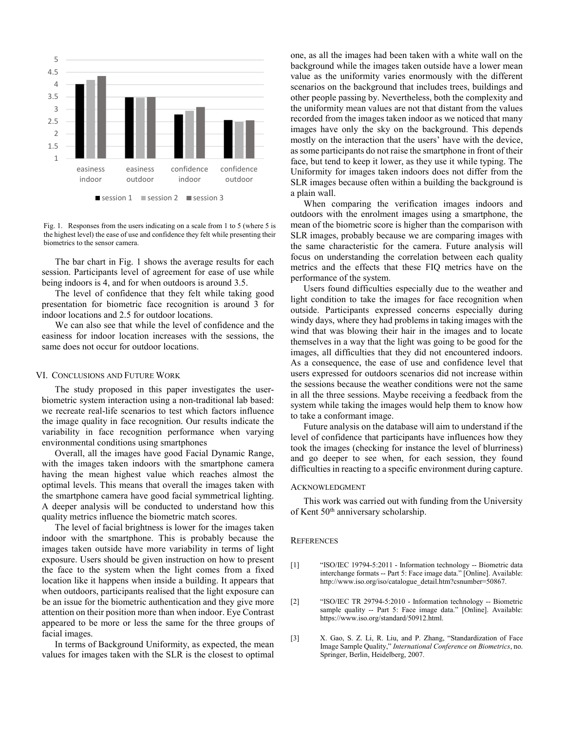Fig. 1. Responses from the users indicating on a scale from 1 to 5 (where 5 is the highest level) the ease of use and confidence they felt while presenting their biometrics to the sensor camera.

The bar chart in Fig. 1 shows the average results for each session. Participants level of agreement for ease of use while being indoors is 4, and for when outdoors is around 3.5.

The level of confidence that they felt while taking good presentation for biometric face recognition is around 3 for indoor locations and 2.5 for outdoor locations.

We can also see that while the level of confidence and the easiness for indoor location increases with the sessions, the same does not occur for outdoor locations.

## VI. Conclusions and Future Work

The study proposed in this paper investigates the user-biometric system interaction using a non-traditional lab based: we recreate real-life scenarios to test which factors influence the image quality in face recognition. Our results indicate the variability in face recognition performance when varying environmental conditions using smartphones

Overall, all the images have good Facial Dynamic Range, with the images taken indoors with the smartphone camera having the mean highest value which reaches almost the optimal levels. This means that overall the images taken with the smartphone camera have good facial symmetrical lighting. A deeper analysis will be conducted to understand how this quality metrics influence the biometric match scores.

The level of facial brightness is lower for the images taken indoor with the smartphone. This is probably because the images taken outside have more variability in terms of light exposure. Users should be given instruction on how to present the face to the system when the light comes from a fixed location like it happens when inside a building. It appears that when outdoors, participants realised that the light exposure can be an issue for the biometric authentication and they give more attention on their position more than when indoor. Eye Contrast appeared to be more or less the same for the three groups of facial images.

In terms of Background Uniformity, as expected, the mean values for images taken with the SLR is the closest to optimal one, as all the images had been taken with a white wall on the background while the images taken outside have a lower mean value as the uniformity varies enormously with the different scenarios on the background that includes trees, buildings and other people passing by. Nevertheless, both the complexity and the uniformity mean values are not that distant from the values recorded from the images taken indoor as we noticed that many images have only the sky on the background. This depends mostly on the interaction that the users' have with the device, as some participants do not raise the smartphone in front of their face, but tend to keep it lower, as they use it while typing. The Uniformity for images taken indoors does not differ from the SLR images because often within a building the background is a plain wall.

When comparing the verification images indoors and outdoors with the enrolment images using a smartphone, the mean of the biometric score is higher than the comparison with SLR images, probably because we are comparing images with the same characteristic for the camera. Future analysis will focus on understanding the correlation between each quality metrics and the effects that these FIQ metrics have on the performance of the system.

Users found difficulties especially due to the weather and light condition to take the images for face recognition when outside. Participants expressed concerns especially during windy days, where they had problems in taking images with the wind that was blowing their hair in the images and to locate themselves in a way that the light was going to be good for the images, all difficulties that they did not encountered indoors. As a consequence, the ease of use and confidence level that users expressed for outdoors scenarios did not increase within the sessions because the weather conditions were not the same in all the three sessions. Maybe receiving a feedback from the system while taking the images would help them to know how to take a conformant image.

Future analysis on the database will aim to understand if the level of confidence that participants have influences how they took the images (checking for instance the level of blurriness) and go deeper to see when, for each session, they found difficulties in reacting to a specific environment during capture.

## Acknowledgment

This work was carried out with funding from the University of Kent 50th anniversary scholarship.

## References

[1] "ISO/IEC 19794-5:2011 - Information technology -- Biometric data interchange formats -- Part 5: Face image data." [Online]. Available: http://www.iso.org/iso/catalogue_detail.htm?csnumber=50867.

[2] "ISO/IEC TR 29794-5:2010 - Information technology -- Biometric sample quality -- Part 5: Face image data." [Online]. Available: https://www.iso.org/standard/50912.html.

[3] X. Gao, S. Z. Li, R. Liu, and P. Zhang, "Standardization of Face Image Sample Quality," *International Conference on Biometrics*, no. Springer, Berlin, Heidelberg, 2007.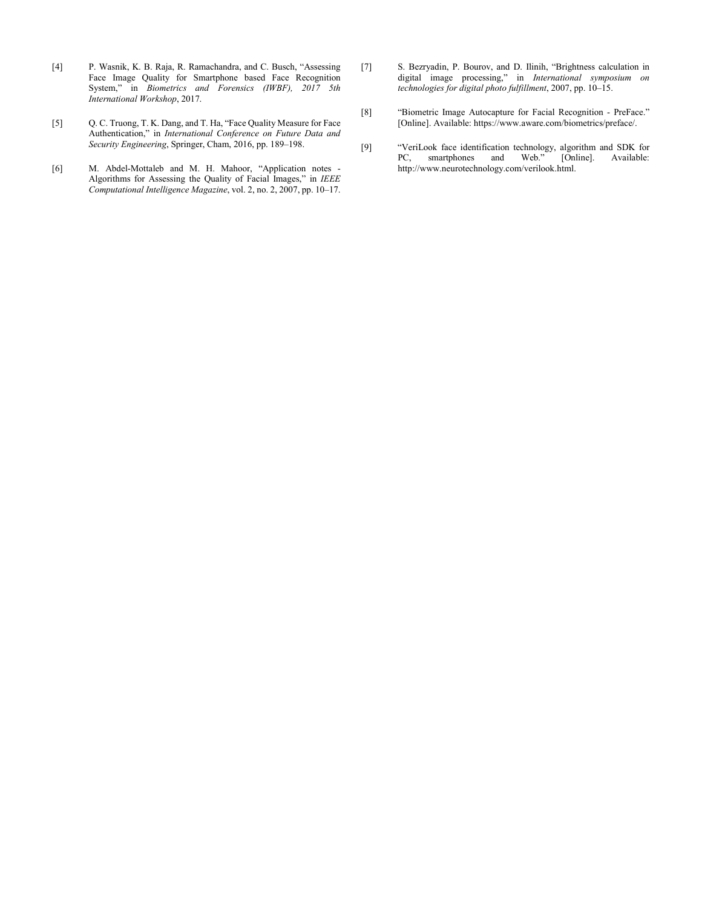[4] P. Wasnik, K. B. Raja, R. Ramachandra, and C. Busch, "Assessing Face Image Quality for Smartphone based Face Recognition System," in *Biometrics and Forensics (IWBF), 2017 5th International Workshop*, 2017.

[5] Q. C. Truong, T. K. Dang, and T. Ha, "Face Quality Measure for Face Authentication," in *International Conference on Future Data and Security Engineering*, Springer, Cham, 2016, pp. 189–198.

[6] M. Abdel-Mottaleb and M. H. Mahoor, "Application notes - Algorithms for Assessing the Quality of Facial Images," in *IEEE Computational Intelligence Magazine*, vol. 2, no. 2, 2007, pp. 10–17.

[7] S. Bezryadin, P. Bourov, and D. Ilinih, "Brightness calculation in digital image processing," in *International symposium on technologies for digital photo fulfillment*, 2007, pp. 10–15.

[8] "Biometric Image Autocapture for Facial Recognition - PreFace." [Online]. Available: https://www.aware.com/biometrics/preface/.

[9] "VeriLook face identification technology, algorithm and SDK for PC, smartphones and Web." [Online]. Available: http://www.neurotechnology.com/verilook.html.